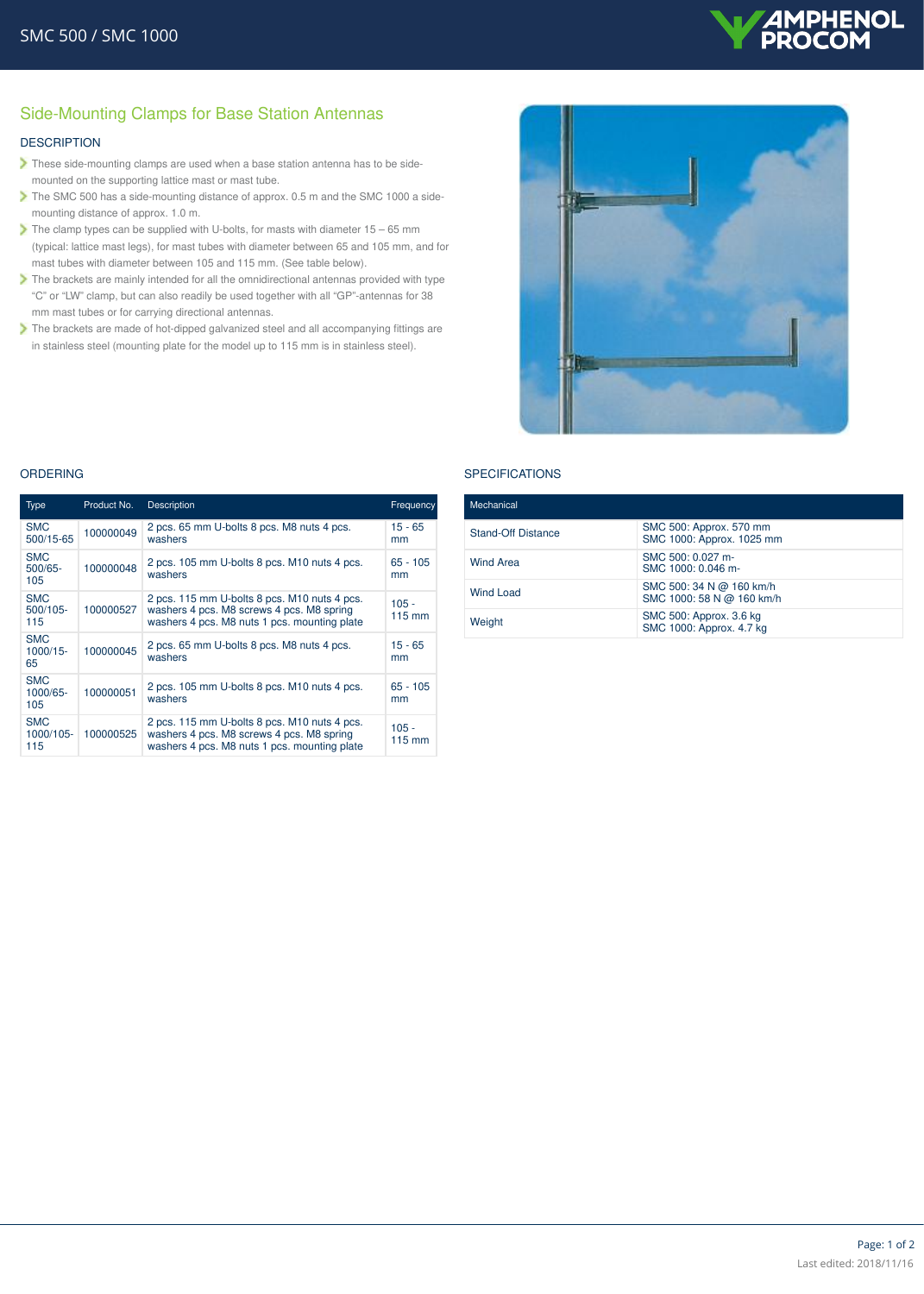# SMC 500 / SMC 1000

## Side-Mounting Clamps for Base Station Antennas

### DESCRIPTION

- These side-mounting clamps are used when a base station antenna has to be side-mounted on the supporting lattice mast or mast tube.
- The SMC 500 has a side-mounting distance of approx. 0.5 m and the SMC 1000 a side-mounting distance of approx. 1.0 m.
- The clamp types can be supplied with U-bolts, for masts with diameter 15 – 65 mm (typical: lattice mast legs), for mast tubes with diameter between 65 and 105 mm, and for mast tubes with diameter between 105 and 115 mm. (See table below).
- The brackets are mainly intended for all the omnidirectional antennas provided with type "C" or "LW" clamp, but can also readily be used together with all "GP"-antennas for 38 mm mast tubes or for carrying directional antennas.
- The brackets are made of hot-dipped galvanized steel and all accompanying fittings are in stainless steel (mounting plate for the model up to 115 mm is in stainless steel).

### ORDERING

| Type | Product No. | Description | Frequency |
|---|---|---|---|
| SMC 500/15-65 | 100000049 | 2 pcs. 65 mm U-bolts 8 pcs. M8 nuts 4 pcs. washers | 15 - 65 mm |
| SMC 500/65-105 | 100000048 | 2 pcs. 105 mm U-bolts 8 pcs. M10 nuts 4 pcs. washers | 65 - 105 mm |
| SMC 500/105-115 | 100000527 | 2 pcs. 115 mm U-bolts 8 pcs. M10 nuts 4 pcs. washers 4 pcs. M8 screws 4 pcs. M8 spring washers 4 pcs. M8 nuts 1 pcs. mounting plate | 105 - 115 mm |
| SMC 1000/15-65 | 100000045 | 2 pcs. 65 mm U-bolts 8 pcs. M8 nuts 4 pcs. washers | 15 - 65 mm |
| SMC 1000/65-105 | 100000051 | 2 pcs. 105 mm U-bolts 8 pcs. M10 nuts 4 pcs. washers | 65 - 105 mm |
| SMC 1000/105-115 | 100000525 | 2 pcs. 115 mm U-bolts 8 pcs. M10 nuts 4 pcs. washers 4 pcs. M8 screws 4 pcs. M8 spring washers 4 pcs. M8 nuts 1 pcs. mounting plate | 105 - 115 mm |

### SPECIFICATIONS

| Mechanical | |
|---|---|
| Stand-Off Distance | SMC 500: Approx. 570 mm<br>SMC 1000: Approx. 1025 mm |
| Wind Area | SMC 500: 0.027 m-<br>SMC 1000: 0.046 m- |
| Wind Load | SMC 500: 34 N @ 160 km/h<br>SMC 1000: 58 N @ 160 km/h |
| Weight | SMC 500: Approx. 3.6 kg<br>SMC 1000: Approx. 4.7 kg |

Last edited: 2018/11/16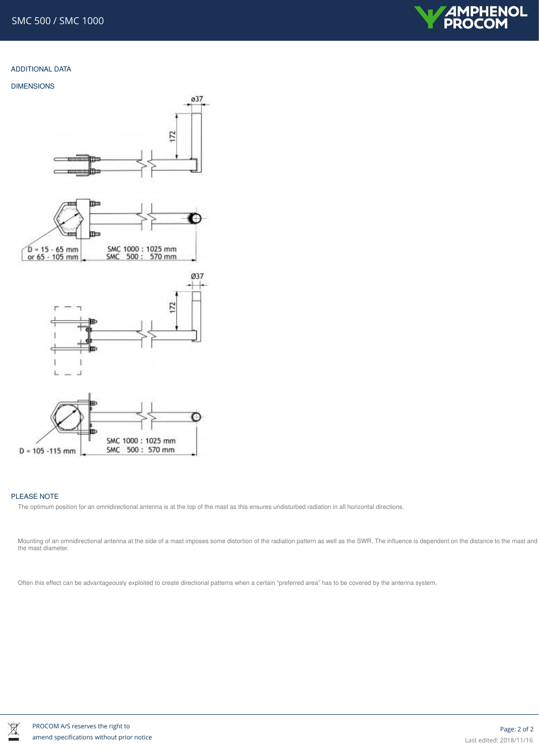## ADDITIONAL DATA

### DIMENSIONS

ø37

172

D = 15 - 65 mm
or 65 - 105 mm

SMC 1000 : 1025 mm
SMC 500 : 570 mm

Ø37

172

D = 105 -115 mm

SMC 1000 : 1025 mm
SMC 500 : 570 mm

### PLEASE NOTE

The optimum position for an omnidirectional antenna is at the top of the mast as this ensures undisturbed radiation in all horizontal directions.

Mounting of an omnidirectional antenna at the side of a mast imposes some distortion of the radiation pattern as well as the SWR. The influence is dependent on the distance to the mast and the mast diameter.

Often this effect can be advantageously exploited to create directional patterns when a certain “preferred area” has to be covered by the antenna system.